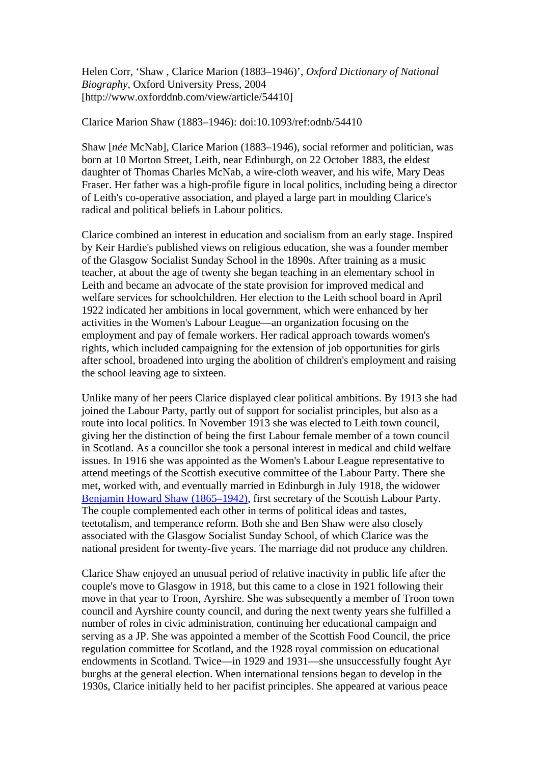Helen Corr, 'Shaw , Clarice Marion (1883–1946)', *Oxford Dictionary of National Biography*, Oxford University Press, 2004 [http://www.oxforddnb.com/view/article/54410]

Clarice Marion Shaw (1883–1946): doi:10.1093/ref:odnb/54410

Shaw [*née* McNab], Clarice Marion (1883–1946), social reformer and politician, was born at 10 Morton Street, Leith, near Edinburgh, on 22 October 1883, the eldest daughter of Thomas Charles McNab, a wire-cloth weaver, and his wife, Mary Deas Fraser. Her father was a high-profile figure in local politics, including being a director of Leith's co-operative association, and played a large part in moulding Clarice's radical and political beliefs in Labour politics.

Clarice combined an interest in education and socialism from an early stage. Inspired by Keir Hardie's published views on religious education, she was a founder member of the Glasgow Socialist Sunday School in the 1890s. After training as a music teacher, at about the age of twenty she began teaching in an elementary school in Leith and became an advocate of the state provision for improved medical and welfare services for schoolchildren. Her election to the Leith school board in April 1922 indicated her ambitions in local government, which were enhanced by her activities in the Women's Labour League—an organization focusing on the employment and pay of female workers. Her radical approach towards women's rights, which included campaigning for the extension of job opportunities for girls after school, broadened into urging the abolition of children's employment and raising the school leaving age to sixteen.

Unlike many of her peers Clarice displayed clear political ambitions. By 1913 she had joined the Labour Party, partly out of support for socialist principles, but also as a route into local politics. In November 1913 she was elected to Leith town council, giving her the distinction of being the first Labour female member of a town council in Scotland. As a councillor she took a personal interest in medical and child welfare issues. In 1916 she was appointed as the Women's Labour League representative to attend meetings of the Scottish executive committee of the Labour Party. There she met, worked with, and eventually married in Edinburgh in July 1918, the widower Benjamin Howard Shaw (1865–1942), first secretary of the Scottish Labour Party. The couple complemented each other in terms of political ideas and tastes, teetotalism, and temperance reform. Both she and Ben Shaw were also closely associated with the Glasgow Socialist Sunday School, of which Clarice was the national president for twenty-five years. The marriage did not produce any children.

Clarice Shaw enjoyed an unusual period of relative inactivity in public life after the couple's move to Glasgow in 1918, but this came to a close in 1921 following their move in that year to Troon, Ayrshire. She was subsequently a member of Troon town council and Ayrshire county council, and during the next twenty years she fulfilled a number of roles in civic administration, continuing her educational campaign and serving as a JP. She was appointed a member of the Scottish Food Council, the price regulation committee for Scotland, and the 1928 royal commission on educational endowments in Scotland. Twice—in 1929 and 1931—she unsuccessfully fought Ayr burghs at the general election. When international tensions began to develop in the 1930s, Clarice initially held to her pacifist principles. She appeared at various peace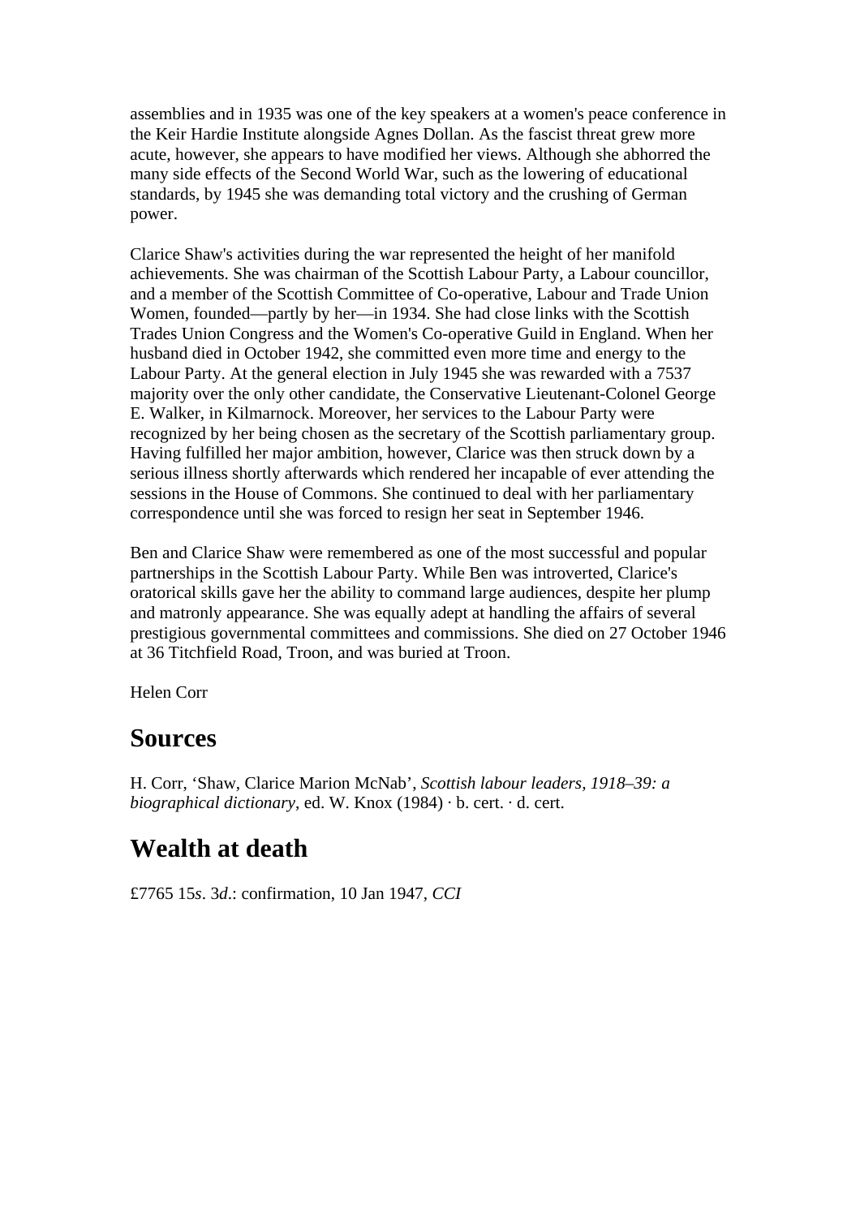assemblies and in 1935 was one of the key speakers at a women's peace conference in the Keir Hardie Institute alongside Agnes Dollan. As the fascist threat grew more acute, however, she appears to have modified her views. Although she abhorred the many side effects of the Second World War, such as the lowering of educational standards, by 1945 she was demanding total victory and the crushing of German power.

Clarice Shaw's activities during the war represented the height of her manifold achievements. She was chairman of the Scottish Labour Party, a Labour councillor, and a member of the Scottish Committee of Co-operative, Labour and Trade Union Women, founded—partly by her—in 1934. She had close links with the Scottish Trades Union Congress and the Women's Co-operative Guild in England. When her husband died in October 1942, she committed even more time and energy to the Labour Party. At the general election in July 1945 she was rewarded with a 7537 majority over the only other candidate, the Conservative Lieutenant-Colonel George E. Walker, in Kilmarnock. Moreover, her services to the Labour Party were recognized by her being chosen as the secretary of the Scottish parliamentary group. Having fulfilled her major ambition, however, Clarice was then struck down by a serious illness shortly afterwards which rendered her incapable of ever attending the sessions in the House of Commons. She continued to deal with her parliamentary correspondence until she was forced to resign her seat in September 1946.

Ben and Clarice Shaw were remembered as one of the most successful and popular partnerships in the Scottish Labour Party. While Ben was introverted, Clarice's oratorical skills gave her the ability to command large audiences, despite her plump and matronly appearance. She was equally adept at handling the affairs of several prestigious governmental committees and commissions. She died on 27 October 1946 at 36 Titchfield Road, Troon, and was buried at Troon.

Helen Corr

## Sources

H. Corr, 'Shaw, Clarice Marion McNab', *Scottish labour leaders, 1918–39: a biographical dictionary*, ed. W. Knox (1984) · b. cert. · d. cert.

## Wealth at death

£7765 15*s*. 3*d*.: confirmation, 10 Jan 1947, *CCI*